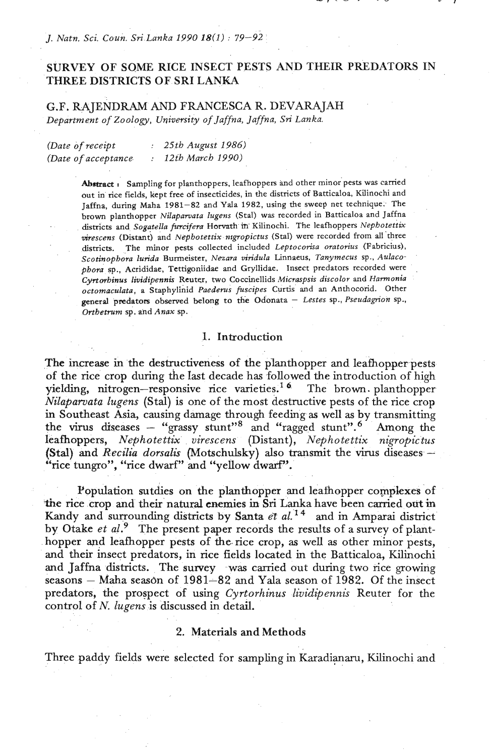# SURVEY OF SOME RICE INSECT PESTS AND THEIR PREDATORS IN THREE DISTRICTS OF SRI LANKA

## G.F. RAJENDRAM AND FRANCESCA R. DEVARAJAH

*Department of Zoology, University of Jaffna, Jaffna, Sri Lanka.*

*(Date of receipt : 25th August 1986)*
*(Date of acceptance : 12th March 1990)*

**Abstract :** Sampling for planthoppers, leafhoppers and other minor pests was carried out in rice fields, kept free of insecticides, in the districts of Batticaloa, Kilinochi and Jaffna, during Maha 1981–82 and Yala 1982, using the sweep net technique. The brown planthopper *Nilaparvata lugens* (Stal) was recorded in Batticaloa and Jaffna districts and *Sogatella furcifera* Horvath in Kilinochi. The leafhoppers *Nephotettix virescens* (Distant) and *Nephotettix nigropictus* (Stal) were recorded from all three districts. The minor pests collected included *Leptocorisa oratorius* (Fabricius), *Scotinophora lurida* Burmeister, *Nezara viridula* Linnaeus, *Tanymecus* sp., *Aulacophora* sp., Acrididae, Tettigoniidae and Gryllidae. Insect predators recorded were *Cyrtorhinus lividipennis* Reuter, two Coccinellids *Micraspsis discolor* and *Harmonia octomaculata*, a Staphylinid *Paederus fuscipes* Curtis and an Anthocorid. Other general predators observed belong to the Odonata – *Lestes* sp., *Pseudagrion* sp., *Orthetrum* sp. and *Anax* sp.

## 1. Introduction

The increase in the destructiveness of the planthopper and leafhopper pests of the rice crop during the last decade has followed the introduction of high yielding, nitrogen–responsive rice varieties.[16] The brown planthopper *Nilaparvata lugens* (Stal) is one of the most destructive pests of the rice crop in Southeast Asia, causing damage through feeding as well as by transmitting the virus diseases – "grassy stunt"[8] and "ragged stunt".[6] Among the leafhoppers, *Nephotettix virescens* (Distant), *Nephotettix nigropictus* (Stal) and *Recilia dorsalis* (Motschulsky) also transmit the virus diseases – "rice tungro", "rice dwarf" and "yellow dwarf".

Population sutdies on the planthopper and leafhopper complexes of the rice crop and their natural enemies in Sri Lanka have been carried out in Kandy and surrounding districts by Santa *et al.*[14] and in Amparai district by Otake *et al.*[9] The present paper records the results of a survey of planthopper and leafhopper pests of the rice crop, as well as other minor pests, and their insect predators, in rice fields located in the Batticaloa, Kilinochi and Jaffna districts. The survey was carried out during two rice growing seasons – Maha season of 1981–82 and Yala season of 1982. Of the insect predators, the prospect of using *Cyrtorhinus lividipennis* Reuter for the control of *N. lugens* is discussed in detail.

## 2. Materials and Methods

Three paddy fields were selected for sampling in Karadianaru, Kilinochi and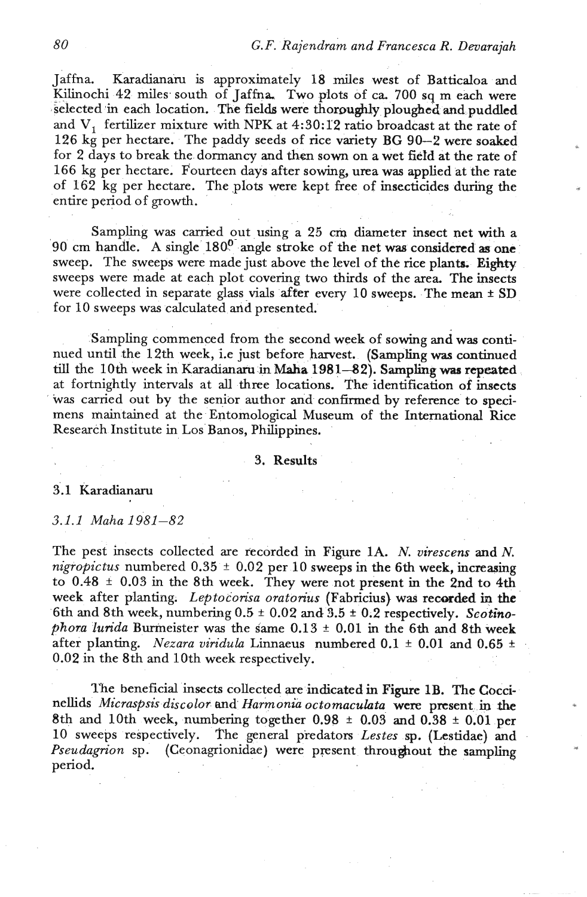Jaffna. Karadianaru is approximately 18 miles west of Batticaloa and Kilinochi 42 miles south of Jaffna. Two plots of ca. 700 sq m each were selected in each location. The fields were thoroughly ploughed and puddled and $V_1$ fertilizer mixture with NPK at 4:30:12 ratio broadcast at the rate of 126 kg per hectare. The paddy seeds of rice variety BG 90–2 were soaked for 2 days to break the dormancy and then sown on a wet field at the rate of 166 kg per hectare. Fourteen days after sowing, urea was applied at the rate of 162 kg per hectare. The plots were kept free of insecticides during the entire period of growth.

Sampling was carried out using a 25 cm diameter insect net with a 90 cm handle. A single $180^0$ angle stroke of the net was considered as one sweep. The sweeps were made just above the level of the rice plants. Eighty sweeps were made at each plot covering two thirds of the area. The insects were collected in separate glass vials after every 10 sweeps. The mean ± SD for 10 sweeps was calculated and presented.

Sampling commenced from the second week of sowing and was continued until the 12th week, i.e just before harvest. (Sampling was continued till the 10th week in Karadianaru in Maha 1981–82). Sampling was repeated at fortnightly intervals at all three locations. The identification of insects was carried out by the senior author and confirmed by reference to specimens maintained at the Entomological Museum of the International Rice Research Institute in Los Banos, Philippines.

## 3. Results

### 3.1 Karadianaru

#### *3.1.1 Maha 1981–82*

The pest insects collected are recorded in Figure 1A. *N. virescens* and *N. nigropictus* numbered 0.35 ± 0.02 per 10 sweeps in the 6th week, increasing to 0.48 ± 0.03 in the 8th week. They were not present in the 2nd to 4th week after planting. *Leptocorisa oratorius* (Fabricius) was recorded in the 6th and 8th week, numbering 0.5 ± 0.02 and 3.5 ± 0.2 respectively. *Scotinophora lurida* Burmeister was the same 0.13 ± 0.01 in the 6th and 8th week after planting. *Nezara viridula* Linnaeus numbered 0.1 ± 0.01 and 0.65 ± 0.02 in the 8th and 10th week respectively.

The beneficial insects collected are indicated in Figure 1B. The Coccinellids *Micraspsis discolor* and *Harmonia octomaculata* were present in the 8th and 10th week, numbering together 0.98 ± 0.03 and 0.38 ± 0.01 per 10 sweeps respectively. The general predators *Lestes* sp. (Lestidae) and *Pseudagrion* sp. (Ceonagrionidae) were present throughout the sampling period.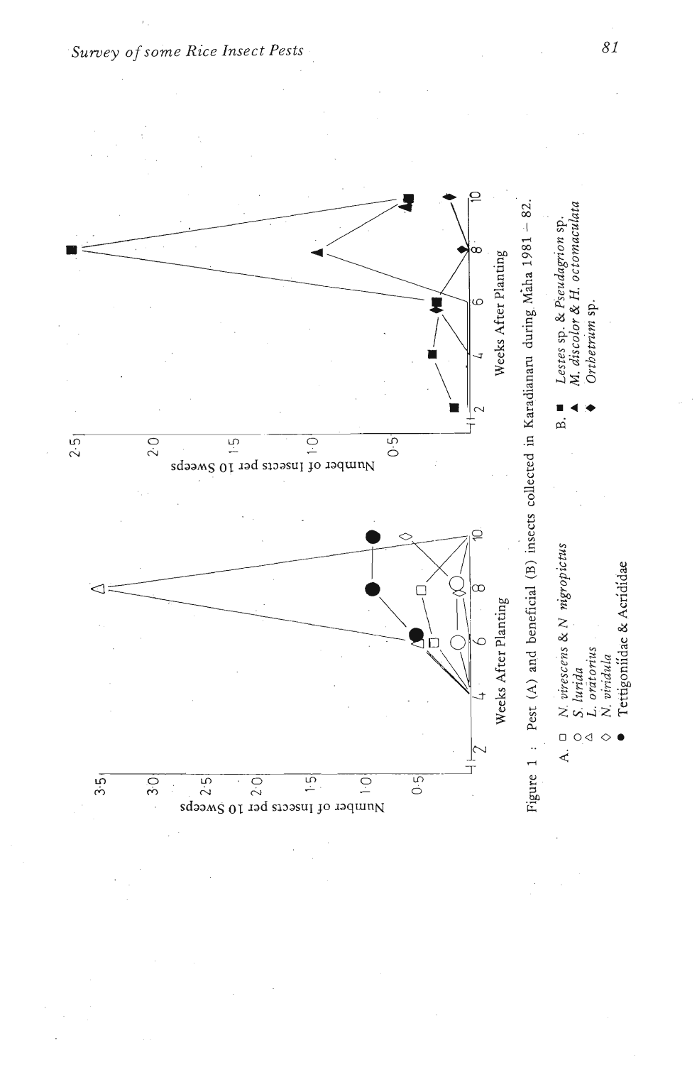Figure 1 : Pest (A) and beneficial (B) insects collected in Karadianaru during Maha 1981 – 82.

A. □ *N. virescens* & *N. nigropictus*
○ *S. lurida*
△ *L. oratorius*
◇ *N. viridula*
● Tettigoniidae & Acrididae

B. ■ *Lestes* sp. & *Pseudagrion* sp.
▲ *M. discolor* & *H. octomaculata*
◆ *Orthetrum* sp.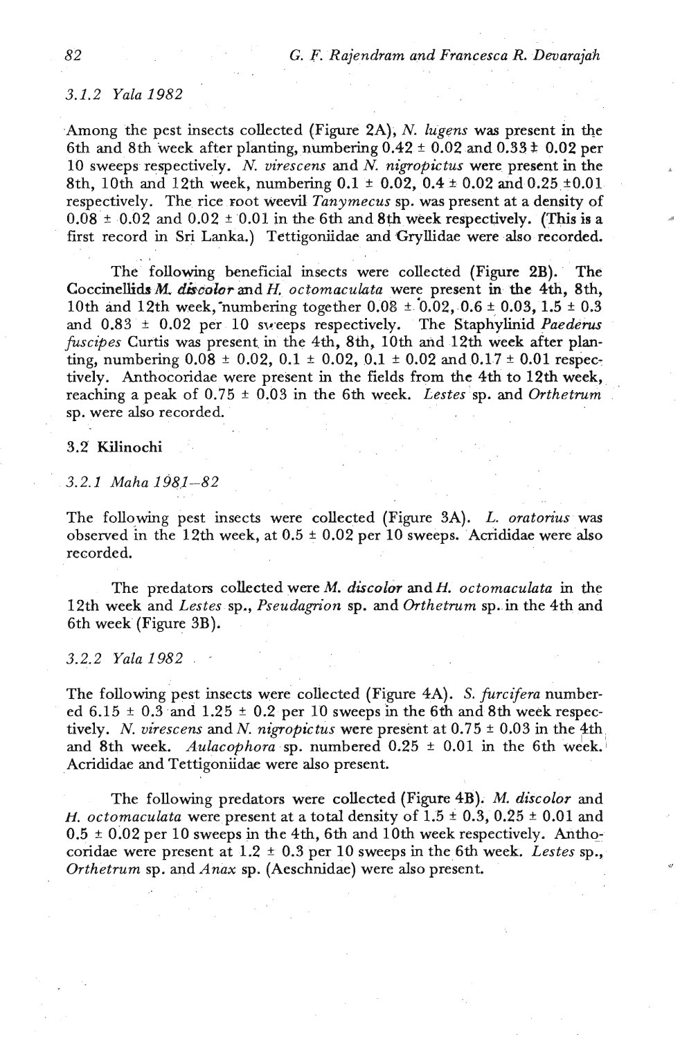### 3.1.2 *Yala 1982*

Among the pest insects collected (Figure 2A), *N. lugens* was present in the 6th and 8th week after planting, numbering 0.42 ± 0.02 and 0.33 ± 0.02 per 10 sweeps respectively. *N. virescens* and *N. nigropictus* were present in the 8th, 10th and 12th week, numbering 0.1 ± 0.02, 0.4 ± 0.02 and 0.25 ±0.01 respectively. The rice root weevil *Tanymecus* sp. was present at a density of 0.08 ± 0.02 and 0.02 ± 0.01 in the 6th and 8th week respectively. (This is a first record in Sri Lanka.) Tettigoniidae and Gryllidae were also recorded.

The following beneficial insects were collected (Figure 2B). The Coccinellids *M. discolor* and *H. octomaculata* were present in the 4th, 8th, 10th and 12th week, numbering together 0.08 ± 0.02, 0.6 ± 0.03, 1.5 ± 0.3 and 0.83 ± 0.02 per 10 sweeps respectively. The Staphylinid *Paederus fuscipes* Curtis was present in the 4th, 8th, 10th and 12th week after planting, numbering 0.08 ± 0.02, 0.1 ± 0.02, 0.1 ± 0.02 and 0.17 ± 0.01 respectively. Anthocoridae were present in the fields from the 4th to 12th week, reaching a peak of 0.75 ± 0.03 in the 6th week. *Lestes* sp. and *Orthetrum* sp. were also recorded.

## 3.2 Kilinochi

### 3.2.1 *Maha 1981–82*

The following pest insects were collected (Figure 3A). *L. oratorius* was observed in the 12th week, at 0.5 ± 0.02 per 10 sweeps. Acrididae were also recorded.

The predators collected were *M. discolor* and *H. octomaculata* in the 12th week and *Lestes* sp., *Pseudagrion* sp. and *Orthetrum* sp. in the 4th and 6th week (Figure 3B).

### 3.2.2 *Yala 1982*

The following pest insects were collected (Figure 4A). *S. furcifera* numbered 6.15 ± 0.3 and 1.25 ± 0.2 per 10 sweeps in the 6th and 8th week respectively. *N. virescens* and *N. nigropictus* were present at 0.75 ± 0.03 in the 4th and 8th week. *Aulacophora* sp. numbered 0.25 ± 0.01 in the 6th week. Acrididae and Tettigoniidae were also present.

The following predators were collected (Figure 4B). *M. discolor* and *H. octomaculata* were present at a total density of 1.5 ± 0.3, 0.25 ± 0.01 and 0.5 ± 0.02 per 10 sweeps in the 4th, 6th and 10th week respectively. Anthocoridae were present at 1.2 ± 0.3 per 10 sweeps in the 6th week. *Lestes* sp., *Orthetrum* sp. and *Anax* sp. (Aeschnidae) were also present.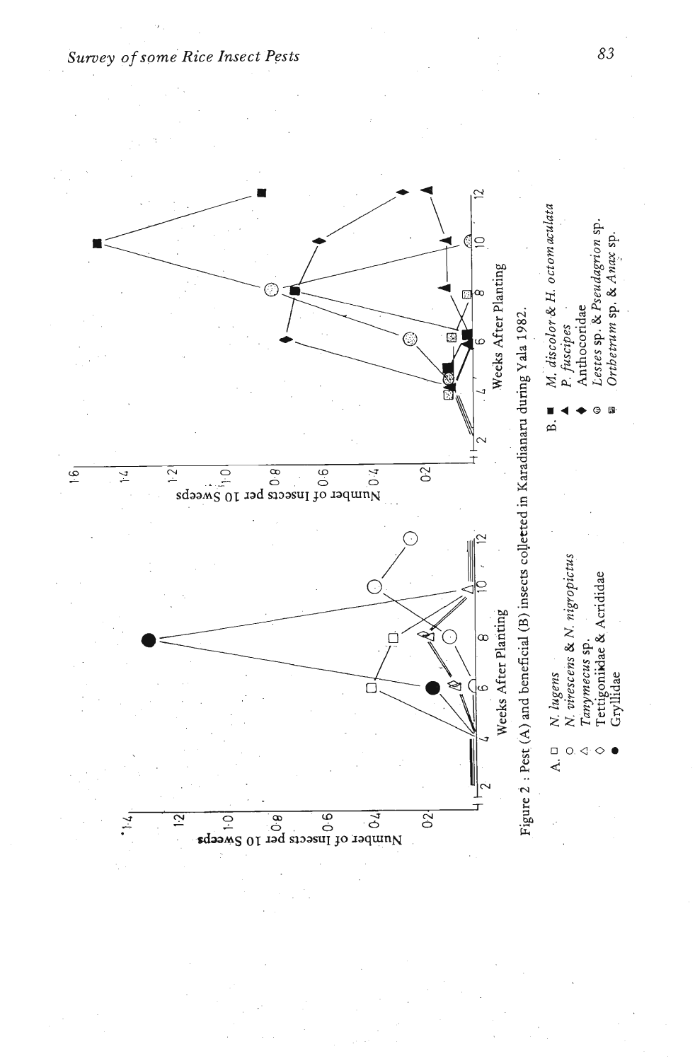Figure 2 : Pest (A) and beneficial (B) insects collected in Karadianaru during Yala 1982.

A. □ *N. lugens*
○ *N. virescens* & *N. nigropictus*
△ *Tanymecus* sp.
◇ Tettigonidae & Acrididae
● Gryllidae

B. ■ *M. discolor* & *H. octomaculata*
▲ *P. fuscipes*
◆ Anthocoridae
◎ *Lestes* sp. & *Pseudagrion* sp.
⊡ *Orthetrum* sp. & *Anax* sp.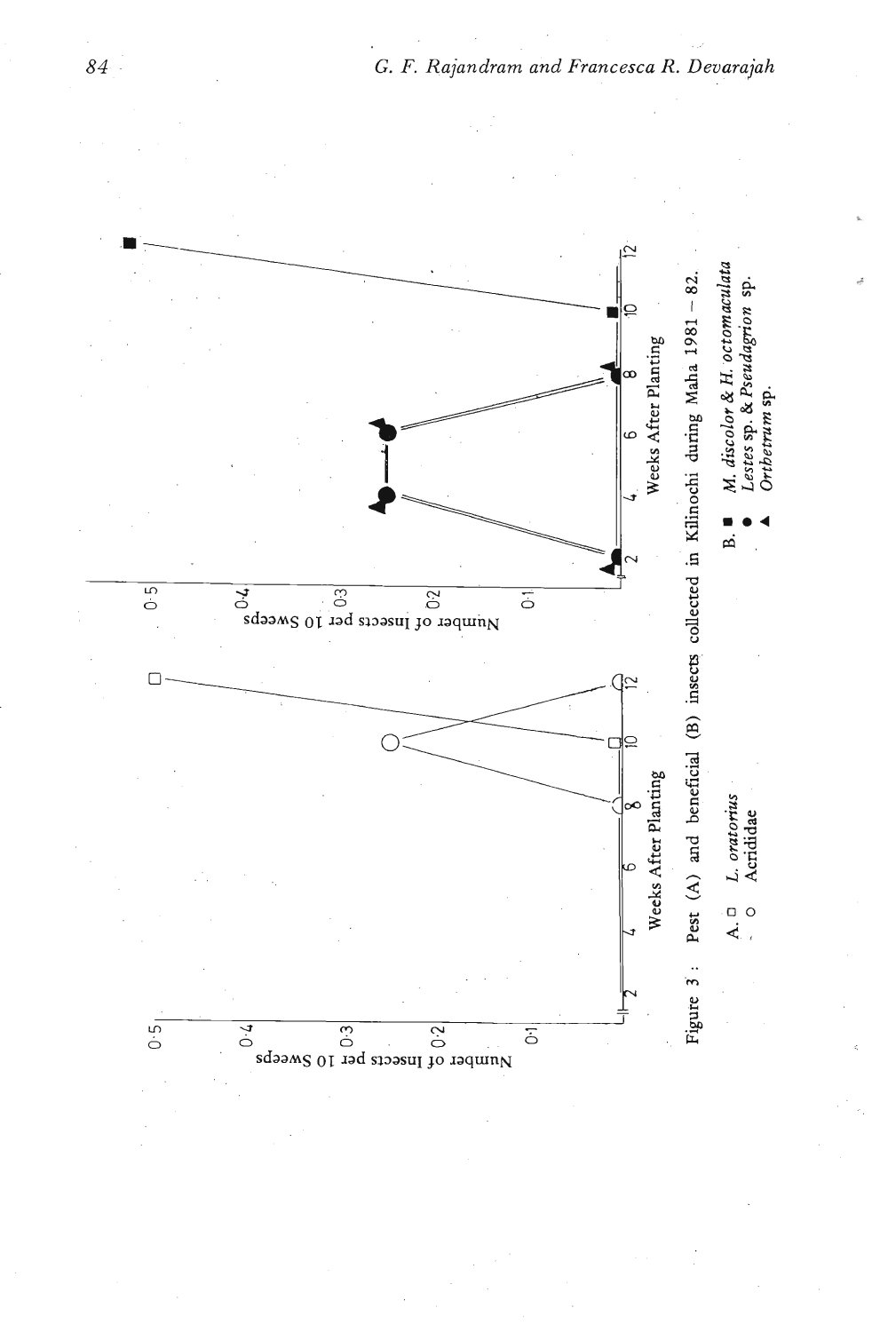Figure 3 : Pest (A) and beneficial (B) insects collected in Kilinochi during Maha 1981 – 82.

A. □ *L. oratorius*
○ Acrididae

B. ■ *M. discolor* & *H. octomaculata*
● *Lestes* sp. & *Pseudagrion* sp.
▲ *Orthetrum* sp.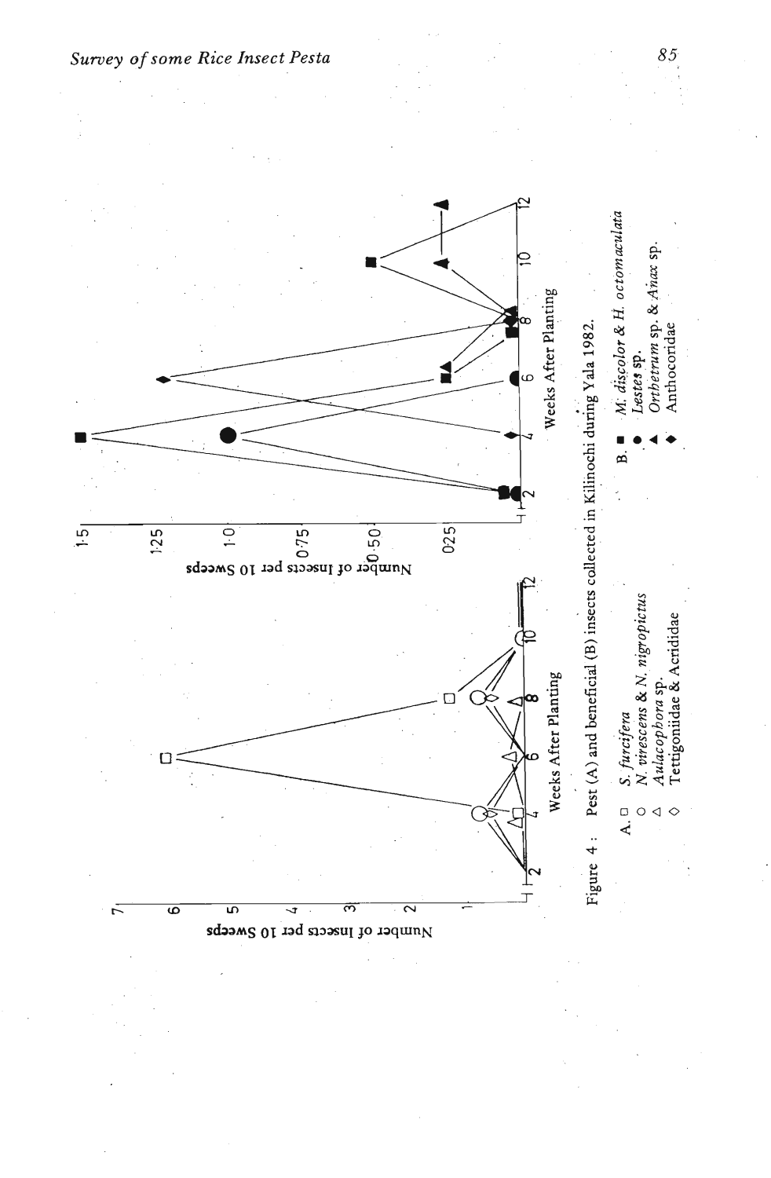Figure 4 : Pest (A) and beneficial (B) insects collected in Kilinochi during Yala 1982.

A. □ *S. furcifera*
○ *N. virescens* & *N. nigropictus*
△ *Aulacophora* sp.
◇ Tettigoniidae & Acrididae

B. ■ *M. discolor* & *H. octomaculata*
● *Lestes* sp.
▲ *Orthetrum* sp. & *Anax* sp.
◆ Anthocoridae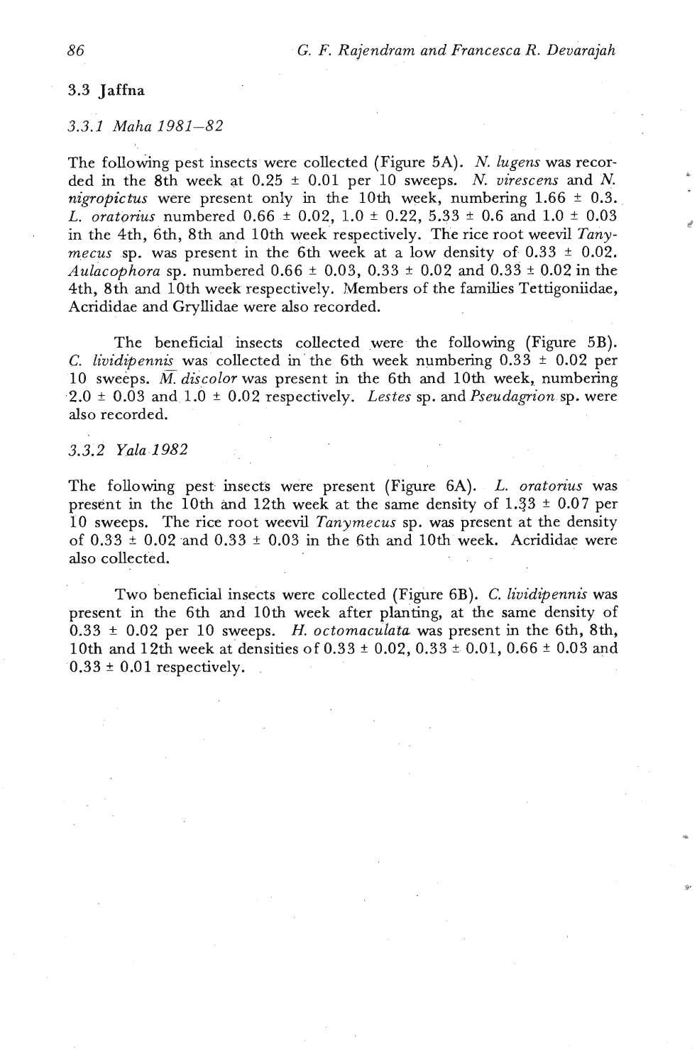### 3.3 Jaffna

#### *3.3.1 Maha 1981–82*

The following pest insects were collected (Figure 5A). *N. lugens* was recorded in the 8th week at 0.25 ± 0.01 per 10 sweeps. *N. virescens* and *N. nigropictus* were present only in the 10th week, numbering 1.66 ± 0.3. *L. oratorius* numbered 0.66 ± 0.02, 1.0 ± 0.22, 5.33 ± 0.6 and 1.0 ± 0.03 in the 4th, 6th, 8th and 10th week respectively. The rice root weevil *Tanymecus* sp. was present in the 6th week at a low density of 0.33 ± 0.02. *Aulacophora* sp. numbered 0.66 ± 0.03, 0.33 ± 0.02 and 0.33 ± 0.02 in the 4th, 8th and 10th week respectively. Members of the families Tettigoniidae, Acrididae and Gryllidae were also recorded.

The beneficial insects collected were the following (Figure 5B). *C. lividipennis* was collected in the 6th week numbering 0.33 ± 0.02 per 10 sweeps. *M. discolor* was present in the 6th and 10th week, numbering 2.0 ± 0.03 and 1.0 ± 0.02 respectively. *Lestes* sp. and *Pseudagrion* sp. were also recorded.

#### *3.3.2 Yala 1982*

The following pest insects were present (Figure 6A). *L. oratorius* was present in the 10th and 12th week at the same density of 1.33 ± 0.07 per 10 sweeps. The rice root weevil *Tanymecus* sp. was present at the density of 0.33 ± 0.02 and 0.33 ± 0.03 in the 6th and 10th week. Acrididae were also collected.

Two beneficial insects were collected (Figure 6B). *C. lividipennis* was present in the 6th and 10th week after planting, at the same density of 0.33 ± 0.02 per 10 sweeps. *H. octomaculata* was present in the 6th, 8th, 10th and 12th week at densities of 0.33 ± 0.02, 0.33 ± 0.01, 0.66 ± 0.03 and 0.33 ± 0.01 respectively.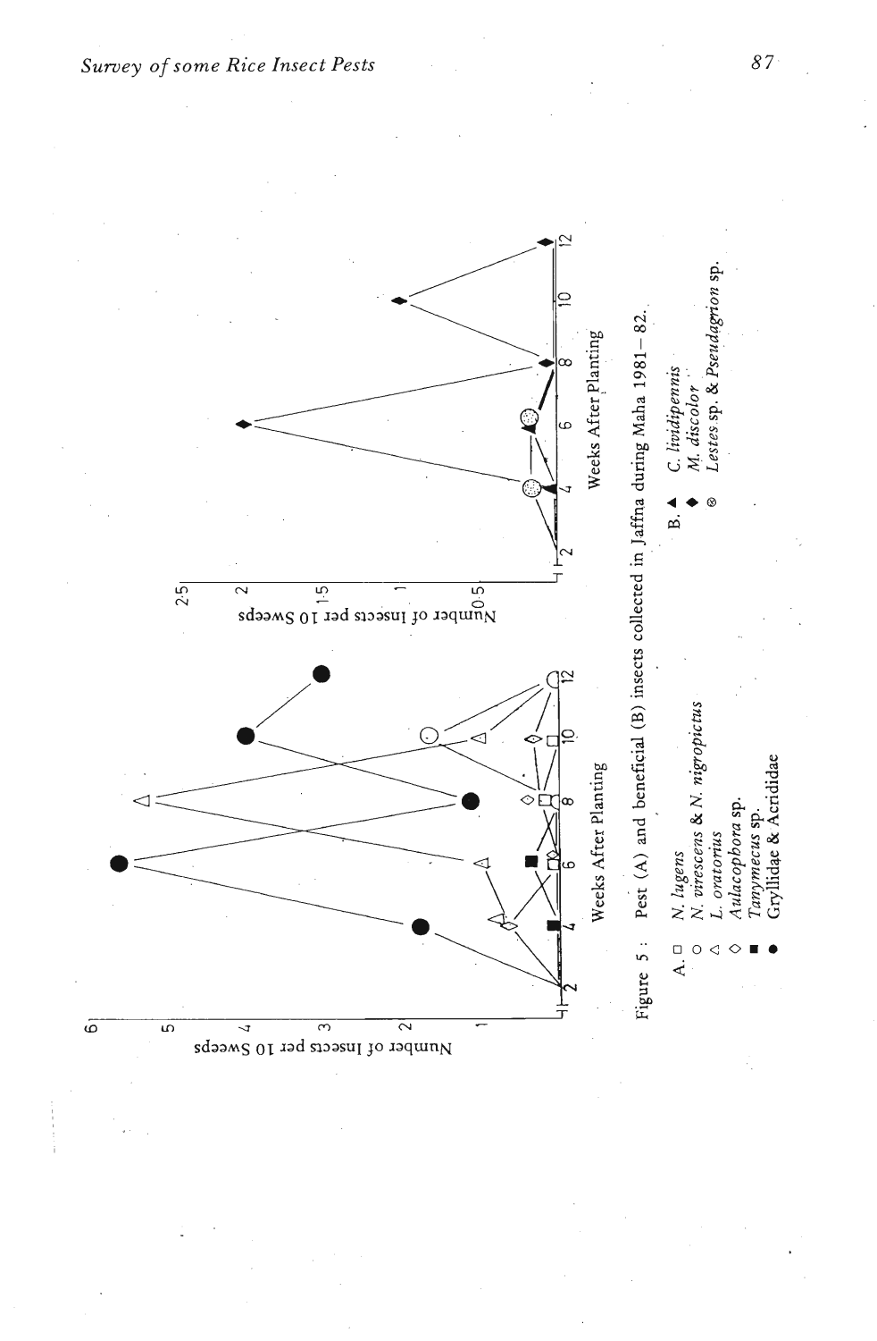Figure 5 : Pest (A) and beneficial (B) insects collected in Jaffna during Maha 1981 – 82.

A. □ *N. lugens*
○ *N. virescens* & *N. nigropictus*
△ *L. oratorius*
◇ *Aulacophora* sp.
■ *Tanymecus* sp.
● Gryllidae & Acrididae

B. ▲ *C. lividipennis*
◆ *M. discolor*
⊗ *Lestes* sp. & *Pseudagrion* sp.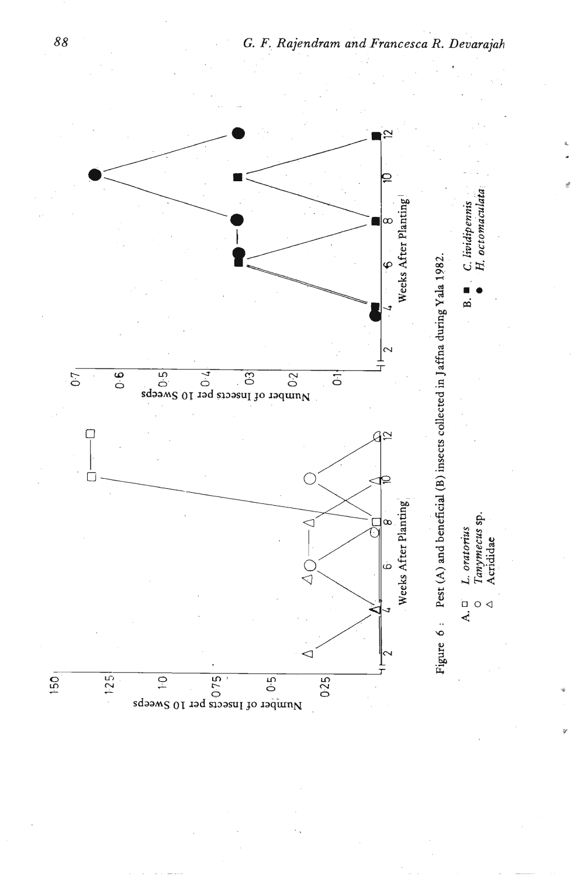Figure 6 : Pest (A) and beneficial (B) insects collected in Jaffna during Yala 1982.

A. □ *L. oratorius*
○ *Tanymecus* sp.
◁ Acrididae

B. ■ *C. lividipennis*
● *H. octomaculata*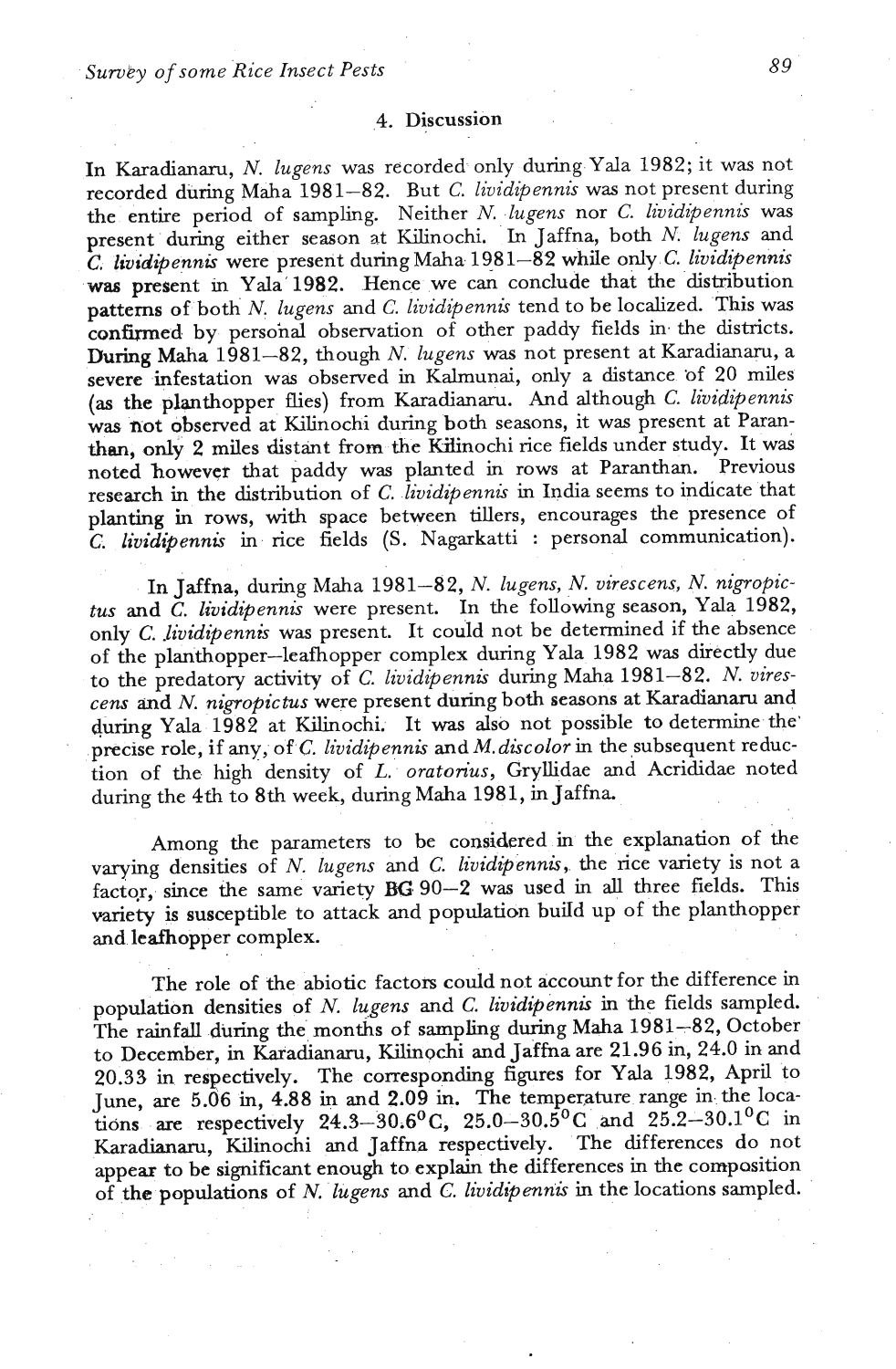## 4. Discussion

In Karadianaru, *N. lugens* was recorded only during Yala 1982; it was not recorded during Maha 1981–82. But *C. lividipennis* was not present during the entire period of sampling. Neither *N. lugens* nor *C. lividipennis* was present during either season at Kilinochi. In Jaffna, both *N. lugens* and *C. lividipennis* were present during Maha 1981–82 while only *C. lividipennis* was present in Yala 1982. Hence we can conclude that the distribution patterns of both *N. lugens* and *C. lividipennis* tend to be localized. This was confirmed by personal observation of other paddy fields in the districts. During Maha 1981–82, though *N. lugens* was not present at Karadianaru, a severe infestation was observed in Kalmunai, only a distance of 20 miles (as the planthopper flies) from Karadianaru. And although *C. lividipennis* was not observed at Kilinochi during both seasons, it was present at Paranthan, only 2 miles distant from the Kilinochi rice fields under study. It was noted however that paddy was planted in rows at Paranthan. Previous research in the distribution of *C. lividipennis* in India seems to indicate that planting in rows, with space between tillers, encourages the presence of *C. lividipennis* in rice fields (S. Nagarkatti : personal communication).

In Jaffna, during Maha 1981–82, *N. lugens, N. virescens, N. nigropictus* and *C. lividipennis* were present. In the following season, Yala 1982, only *C. lividipennis* was present. It could not be determined if the absence of the planthopper–leafhopper complex during Yala 1982 was directly due to the predatory activity of *C. lividipennis* during Maha 1981–82. *N. virescens* and *N. nigropictus* were present during both seasons at Karadianaru and during Yala 1982 at Kilinochi. It was also not possible to determine the precise role, if any, of *C. lividipennis* and *M. discolor* in the subsequent reduction of the high density of *L. oratorius*, Gryllidae and Acrididae noted during the 4th to 8th week, during Maha 1981, in Jaffna.

Among the parameters to be considered in the explanation of the varying densities of *N. lugens* and *C. lividipennis*, the rice variety is not a factor, since the same variety BG 90–2 was used in all three fields. This variety is susceptible to attack and population build up of the planthopper and leafhopper complex.

The role of the abiotic factors could not account for the difference in population densities of *N. lugens* and *C. lividipennis* in the fields sampled. The rainfall during the months of sampling during Maha 1981–82, October to December, in Karadianaru, Kilinochi and Jaffna are 21.96 in, 24.0 in and 20.33 in respectively. The corresponding figures for Yala 1982, April to June, are 5.06 in, 4.88 in and 2.09 in. The temperature range in the locations are respectively 24.3–30.6$^{0}$C, 25.0–30.5$^{0}$C and 25.2–30.1$^{0}$C in Karadianaru, Kilinochi and Jaffna respectively. The differences do not appear to be significant enough to explain the differences in the composition of the populations of *N. lugens* and *C. lividipennis* in the locations sampled.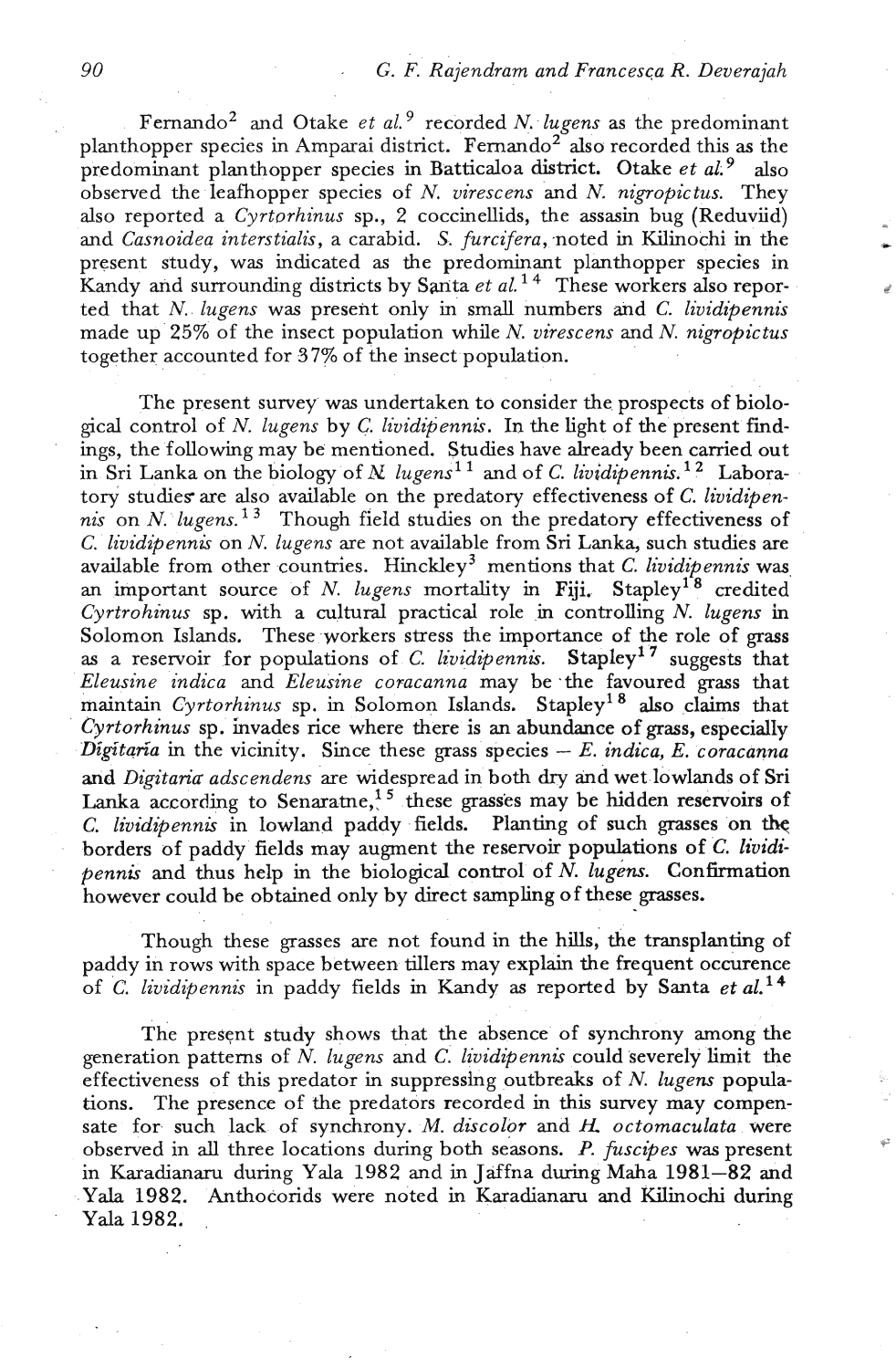Fernando[2] and Otake *et al.*[9] recorded *N. lugens* as the predominant planthopper species in Amparai district. Fernando[2] also recorded this as the predominant planthopper species in Batticaloa district. Otake *et al.*[9] also observed the leafhopper species of *N. virescens* and *N. nigropictus.* They also reported a *Cyrtorhinus* sp., 2 coccinellids, the assasin bug (Reduviid) and *Casnoidea interstialis*, a carabid. *S. furcifera*, noted in Kilinochi in the present study, was indicated as the predominant planthopper species in Kandy and surrounding districts by Santa *et al.*[14] These workers also reported that *N. lugens* was present only in small numbers and *C. lividipennis* made up 25% of the insect population while *N. virescens* and *N. nigropictus* together accounted for 37% of the insect population.

The present survey was undertaken to consider the prospects of biological control of *N. lugens* by *C. lividipennis*. In the light of the present findings, the following may be mentioned. Studies have already been carried out in Sri Lanka on the biology of *N. lugens*[11] and of *C. lividipennis.*[12] Laboratory studies are also available on the predatory effectiveness of *C. lividipennis* on *N. lugens.*[13] Though field studies on the predatory effectiveness of *C. lividipennis* on *N. lugens* are not available from Sri Lanka, such studies are available from other countries. Hinckley[3] mentions that *C. lividipennis* was an important source of *N. lugens* mortality in Fiji. Stapley[18] credited *Cyrtrohinus* sp. with a cultural practical role in controlling *N. lugens* in Solomon Islands. These workers stress the importance of the role of grass as a reservoir for populations of *C. lividipennis.* Stapley[17] suggests that *Eleusine indica* and *Eleusine coracanna* may be the favoured grass that maintain *Cyrtorhinus* sp. in Solomon Islands. Stapley[18] also claims that *Cyrtorhinus* sp. invades rice where there is an abundance of grass, especially *Digitaria* in the vicinity. Since these grass species – *E. indica, E. coracanna* and *Digitaria adscendens* are widespread in both dry and wet lowlands of Sri Lanka according to Senaratne,[15] these grasses may be hidden reservoirs of *C. lividipennis* in lowland paddy fields. Planting of such grasses on the borders of paddy fields may augment the reservoir populations of *C. lividipennis* and thus help in the biological control of *N. lugens.* Confirmation however could be obtained only by direct sampling of these grasses.

Though these grasses are not found in the hills, the transplanting of paddy in rows with space between tillers may explain the frequent occurence of *C. lividipennis* in paddy fields in Kandy as reported by Santa *et al.*[14]

The present study shows that the absence of synchrony among the generation patterns of *N. lugens* and *C. lividipennis* could severely limit the effectiveness of this predator in suppressing outbreaks of *N. lugens* populations. The presence of the predators recorded in this survey may compensate for such lack of synchrony. *M. discolor* and *H. octomaculata* were observed in all three locations during both seasons. *P. fuscipes* was present in Karadianaru during Yala 1982 and in Jaffna during Maha 1981–82 and Yala 1982. Anthocorids were noted in Karadianaru and Kilinochi during Yala 1982.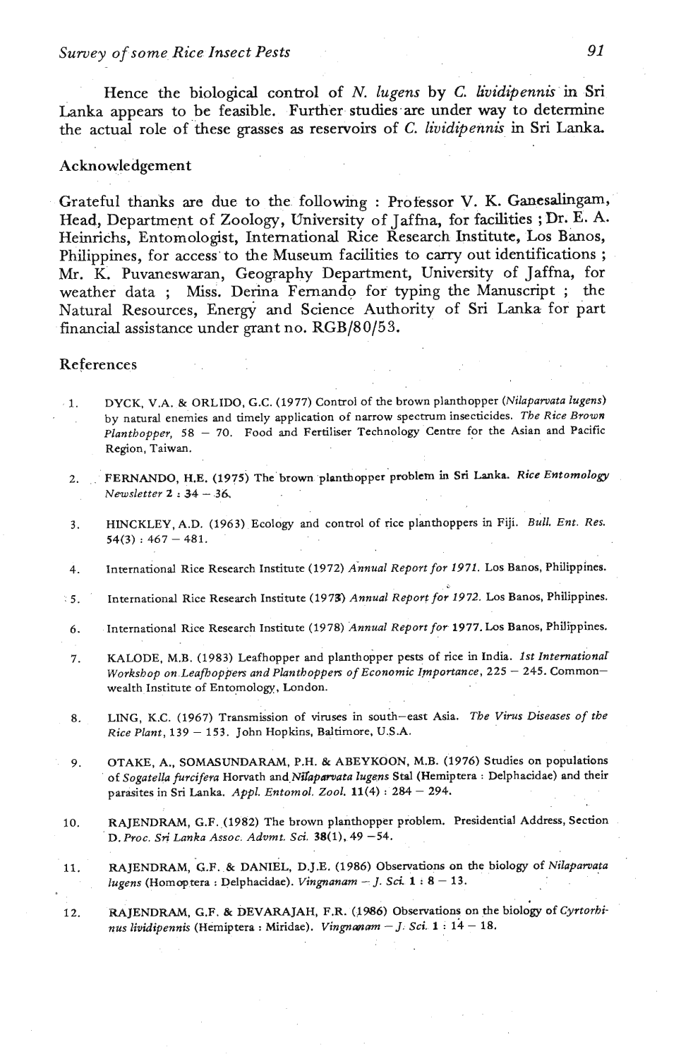Hence the biological control of *N. lugens* by *C. lividipennis* in Sri Lanka appears to be feasible. Further studies are under way to determine the actual role of these grasses as reservoirs of *C. lividipennis* in Sri Lanka.

## Acknowledgement

Grateful thanks are due to the following : Professor V. K. Ganesalingam, Head, Department of Zoology, University of Jaffna, for facilities ; Dr. E. A. Heinrichs, Entomologist, International Rice Research Institute, Los Banos, Philippines, for access to the Museum facilities to carry out identifications ; Mr. K. Puvaneswaran, Geography Department, University of Jaffna, for weather data ; Miss. Derina Fernando for typing the Manuscript ; the Natural Resources, Energy and Science Authority of Sri Lanka for part financial assistance under grant no. RGB/80/53.

## References

1. DYCK, V.A. & ORLIDO, G.C. (1977) Control of the brown planthopper (*Nilaparvata lugens*) by natural enemies and timely application of narrow spectrum insecticides. *The Rice Brown Planthopper,* 58 – 70. Food and Fertiliser Technology Centre for the Asian and Pacific Region, Taiwan.

2. FERNANDO, H.E. (1975) The brown planthopper problem in Sri Lanka. *Rice Entomology Newsletter* **2** : 34 – 36.

3. HINCKLEY, A.D. (1963) Ecology and control of rice planthoppers in Fiji. *Bull. Ent. Res.* 54(3) : 467 – 481.

4. International Rice Research Institute (1972) *Annual Report for 1971.* Los Banos, Philippines.

5. International Rice Research Institute (1973) *Annual Report for 1972.* Los Banos, Philippines.

6. International Rice Research Institute (1978) *Annual Report for* 1977. Los Banos, Philippines.

7. KALODE, M.B. (1983) Leafhopper and planthopper pests of rice in India. *1st International Workshop on Leafhoppers and Planthoppers of Economic Importance,* 225 – 245. Commonwealth Institute of Entomology, London.

8. LING, K.C. (1967) Transmission of viruses in south–east Asia. *The Virus Diseases of the Rice Plant,* 139 – 153. John Hopkins, Baltimore, U.S.A.

9. OTAKE, A., SOMASUNDARAM, P.H. & ABEYKOON, M.B. (1976) Studies on populations of *Sogatella furcifera* Horvath and *Nilaparvata lugens* Stal (Hemiptera : Delphacidae) and their parasites in Sri Lanka. *Appl. Entomol. Zool.* **11**(4) : 284 – 294.

10. RAJENDRAM, G.F. (1982) The brown planthopper problem. Presidential Address, Section D. *Proc. Sri Lanka Assoc. Advmt. Sci.* **38**(1), 49 –54.

11. RAJENDRAM, G.F. & DANIEL, D.J.E. (1986) Observations on the biology of *Nilaparvata lugens* (Homoptera : Delphacidae). *Vingnanam – J. Sci.* **1** : 8 – 13.

12. RAJENDRAM, G.F. & DEVARAJAH, F.R. (1986) Observations on the biology of *Cyrtorhinus lividipennis* (Hemiptera : Miridae). *Vingnanam – J. Sci.* **1** : 14 – 18.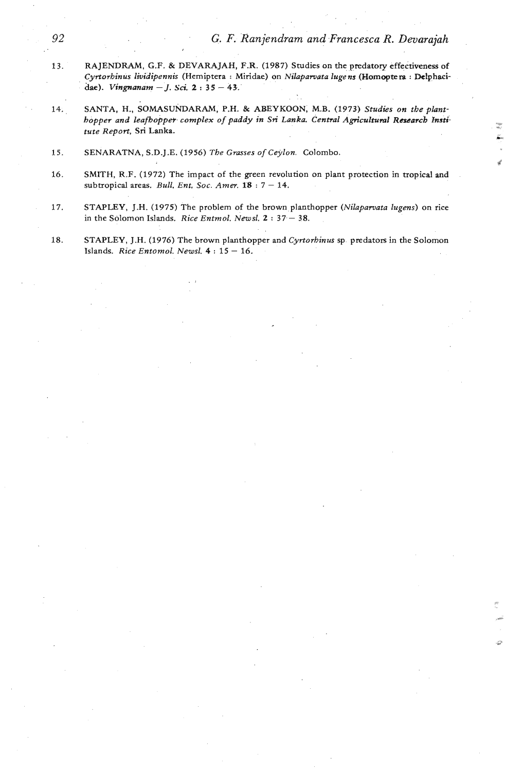13. RAJENDRAM, G.F. & DEVARAJAH, F.R. (1987) Studies on the predatory effectiveness of *Cyrtorhinus lividipennis* (Hemiptera : Miridae) on *Nilaparvata lugens* (Homoptera : Delphacidae). *Vingnanam – J. Sci.* **2** : 35 – 43.

14. SANTA, H., SOMASUNDARAM, P.H. & ABEYKOON, M.B. (1973) *Studies on the planthopper and leafhopper complex of paddy in Sri Lanka. Central Agricultural Research Institute Report,* Sri Lanka.

15. SENARATNA, S.D.J.E. (1956) *The Grasses of Ceylon.* Colombo.

16. SMITH, R.F. (1972) The impact of the green revolution on plant protection in tropical and subtropical areas. *Bull. Ent. Soc. Amer.* **18** : 7 – 14.

17. STAPLEY, J.H. (1975) The problem of the brown planthopper (*Nilaparvata lugens*) on rice in the Solomon Islands. *Rice Entmol. Newsl.* **2** : 37 – 38.

18. STAPLEY, J.H. (1976) The brown planthopper and *Cyrtorhinus* sp. predators in the Solomon Islands. *Rice Entomol. Newsl.* **4** : 15 – 16.